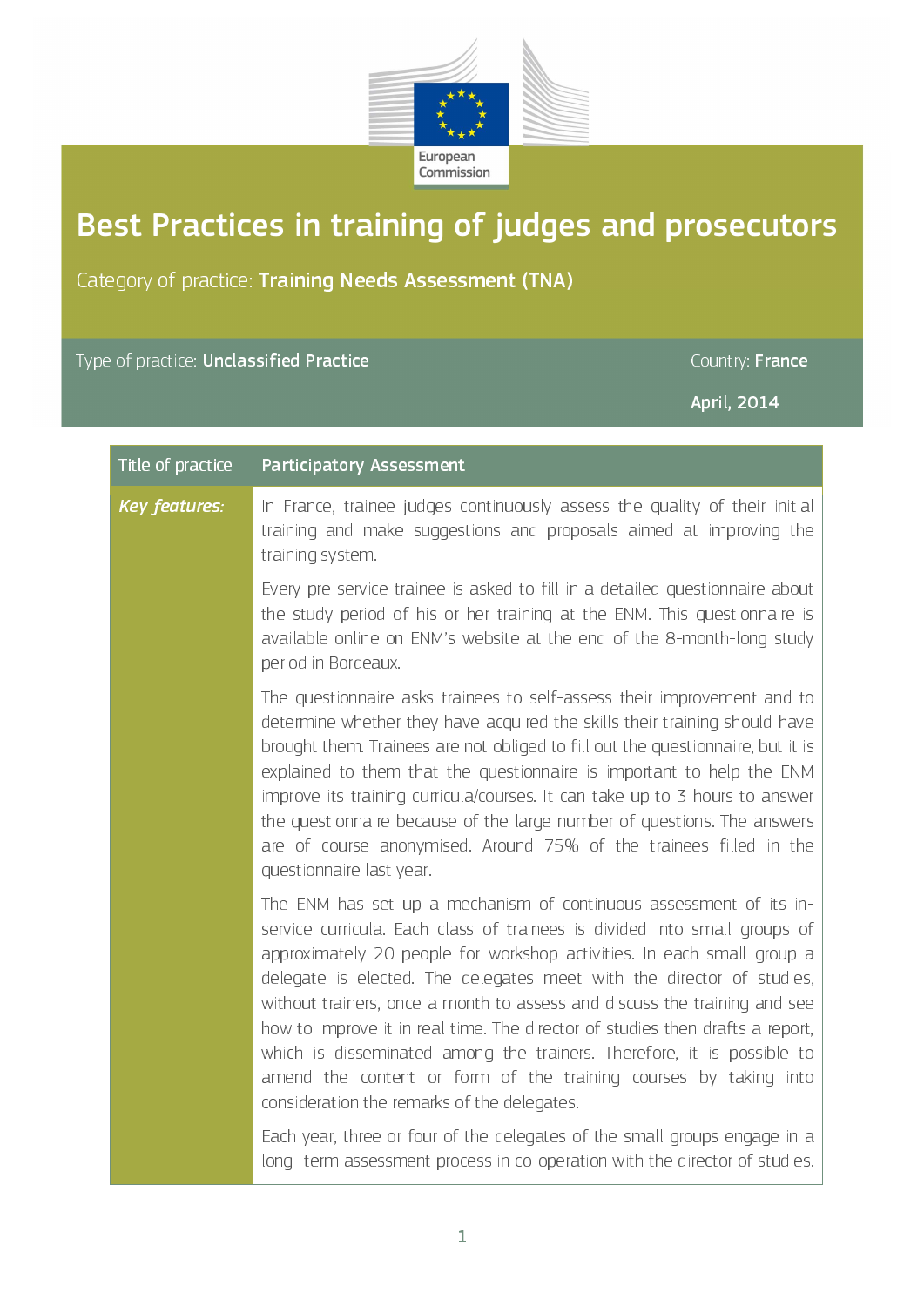European Commission

# Best Practices in training of judges and prosecutors

Category of practice: **Training Needs Assessment (TNA)**

Type of practice: **Unclassified Practice**

Country: **France**

**April, 2014**

| Title of practice | **Participatory Assessment** |
|---|---|
| ***Key features:*** | In France, trainee judges continuously assess the quality of their initial training and make suggestions and proposals aimed at improving the training system.<br><br>Every pre-service trainee is asked to fill in a detailed questionnaire about the study period of his or her training at the ENM. This questionnaire is available online on ENM's website at the end of the 8-month-long study period in Bordeaux.<br><br>The questionnaire asks trainees to self-assess their improvement and to determine whether they have acquired the skills their training should have brought them. Trainees are not obliged to fill out the questionnaire, but it is explained to them that the questionnaire is important to help the ENM improve its training curricula/courses. It can take up to 3 hours to answer the questionnaire because of the large number of questions. The answers are of course anonymised. Around 75% of the trainees filled in the questionnaire last year.<br><br>The ENM has set up a mechanism of continuous assessment of its in-service curricula. Each class of trainees is divided into small groups of approximately 20 people for workshop activities. In each small group a delegate is elected. The delegates meet with the director of studies, without trainers, once a month to assess and discuss the training and see how to improve it in real time. The director of studies then drafts a report, which is disseminated among the trainers. Therefore, it is possible to amend the content or form of the training courses by taking into consideration the remarks of the delegates.<br><br>Each year, three or four of the delegates of the small groups engage in a long- term assessment process in co-operation with the director of studies. |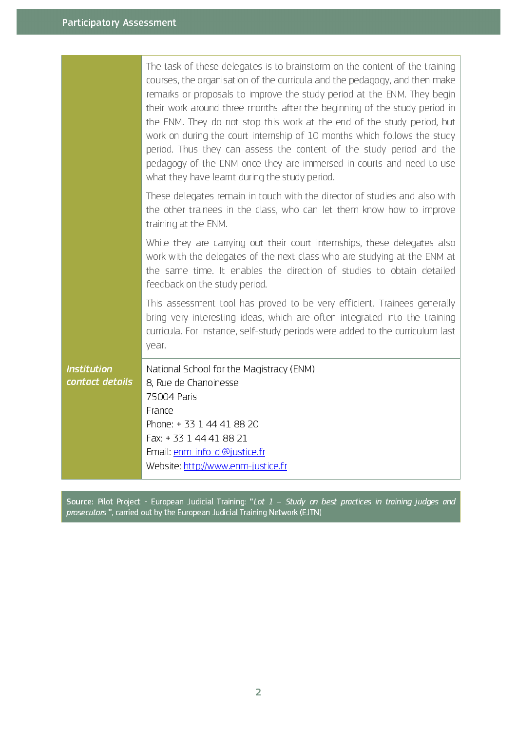| | |
|---|---|
| | The task of these delegates is to brainstorm on the content of the training courses, the organisation of the curricula and the pedagogy, and then make remarks or proposals to improve the study period at the ENM. They begin their work around three months after the beginning of the study period in the ENM. They do not stop this work at the end of the study period, but work on during the court internship of 10 months which follows the study period. Thus they can assess the content of the study period and the pedagogy of the ENM once they are immersed in courts and need to use what they have learnt during the study period.<br><br>These delegates remain in touch with the director of studies and also with the other trainees in the class, who can let them know how to improve training at the ENM.<br><br>While they are carrying out their court internships, these delegates also work with the delegates of the next class who are studying at the ENM at the same time. It enables the direction of studies to obtain detailed feedback on the study period.<br><br>This assessment tool has proved to be very efficient. Trainees generally bring very interesting ideas, which are often integrated into the training curricula. For instance, self-study periods were added to the curriculum last year. |
| *Institution contact details* | National School for the Magistracy (ENM)<br>8, Rue de Chanoinesse<br>75004 Paris<br>France<br>Phone: + 33 1 44 41 88 20<br>Fax: + 33 1 44 41 88 21<br>Email: enm-info-di@justice.fr<br>Website: http://www.enm-justice.fr |

**Source:** Pilot Project - European Judicial Training: "*Lot 1 – Study on best practices in training judges and prosecutors* ", carried out by the European Judicial Training Network (EJTN)